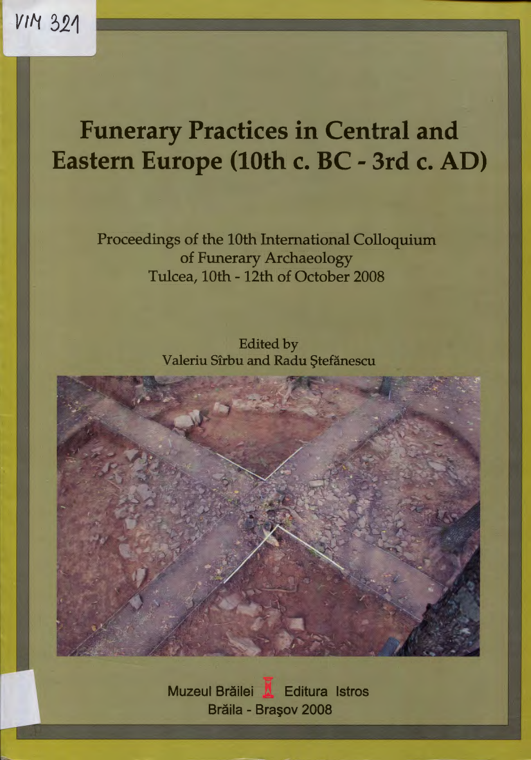VIM 321

# Funerary Practices in Central and Eastern Europe (10th c. BC - 3rd c. AD)

Proceedings of the 10th International Colloquium of Funerary Archaeology
Tulcea, 10th - 12th of October 2008

Edited by
Valeriu Sîrbu and Radu Ştefănescu

Muzeul Brăilei Editura Istros
Brăila - Braşov 2008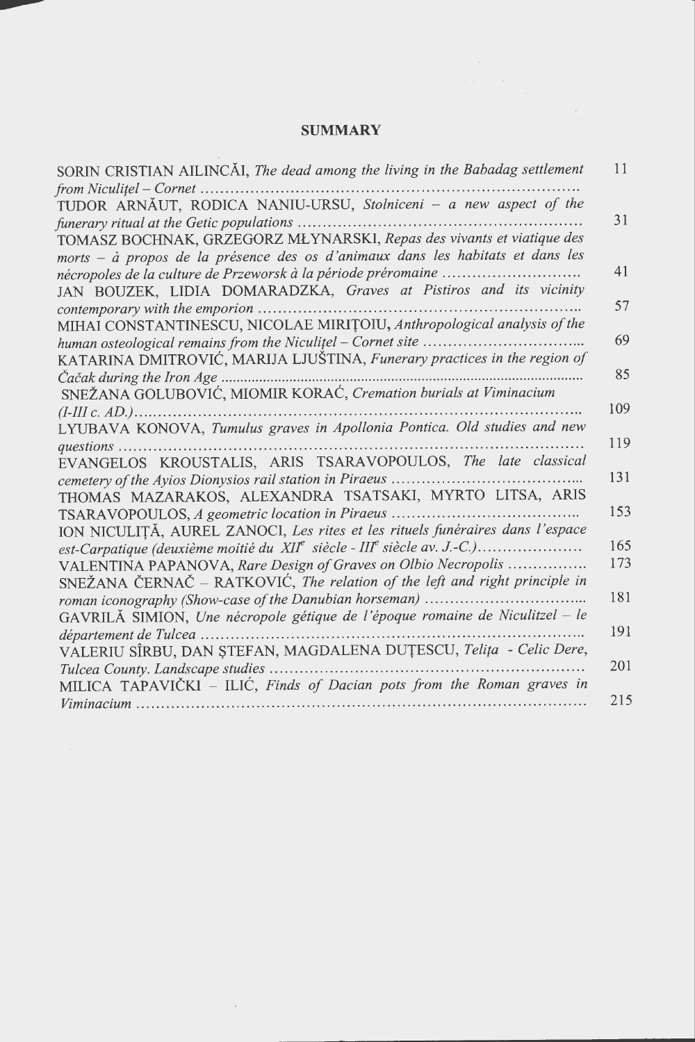## SUMMARY

SORIN CRISTIAN AILINCĂI, *The dead among the living in the Babadag settlement from Niculițel – Cornet* ........ 11

TUDOR ARNĂUT, RODICA NANIU-URSU, *Stolniceni – a new aspect of the funerary ritual at the Getic populations* ........ 31

TOMASZ BOCHNAK, GRZEGORZ MŁYNARSKI, *Repas des vivants et viatique des morts – à propos de la présence des os d'animaux dans les habitats et dans les nécropoles de la culture de Przeworsk à la période préromaine* ........ 41

JAN BOUZEK, LIDIA DOMARADZKA, *Graves at Pistiros and its vicinity contemporary with the emporion* ........ 57

MIHAI CONSTANTINESCU, NICOLAE MIRIȚOIU, *Anthropological analysis of the human osteological remains from the Niculițel – Cornet site* ........ 69

KATARINA DMITROVIĆ, MARIJA LJUŠTINA, *Funerary practices in the region of Čačak during the Iron Age* ........ 85

SNEŽANA GOLUBOVIĆ, MIOMIR KORAĆ, *Cremation burials at Viminacium (I-III c. AD.)* ........ 109

LYUBAVA KONOVA, *Tumulus graves in Apollonia Pontica. Old studies and new questions* ........ 119

EVANGELOS KROUSTALIS, ARIS TSARAVOPOULOS, *The late classical cemetery of the Ayios Dionysios rail station in Piraeus* ........ 131

THOMAS MAZARAKOS, ALEXANDRA TSATSAKI, MYRTO LITSA, ARIS TSARAVOPOULOS, *A geometric location in Piraeus* ........ 153

ION NICULIȚĂ, AUREL ZANOCI, *Les rites et les rituels funéraires dans l'espace est-Carpatique (deuxième moitié du XII$^{e}$ siècle - III$^{e}$ siècle av. J.-C.)* ........ 165

VALENTINA PAPANOVA, *Rare Design of Graves on Olbio Necropolis* ........ 173

SNEŽANA ČERNAČ – RATKOVIĆ, *The relation of the left and right principle in roman iconography (Show-case of the Danubian horseman)* ........ 181

GAVRILĂ SIMION, *Une nécropole gétique de l'époque romaine de Niculitzel – le département de Tulcea* ........ 191

VALERIU SÎRBU, DAN ȘTEFAN, MAGDALENA DUȚESCU, *Telița - Celic Dere, Tulcea County. Landscape studies* ........ 201

MILICA TAPAVIČKI – ILIĆ, *Finds of Dacian pots from the Roman graves in Viminacium* ........ 215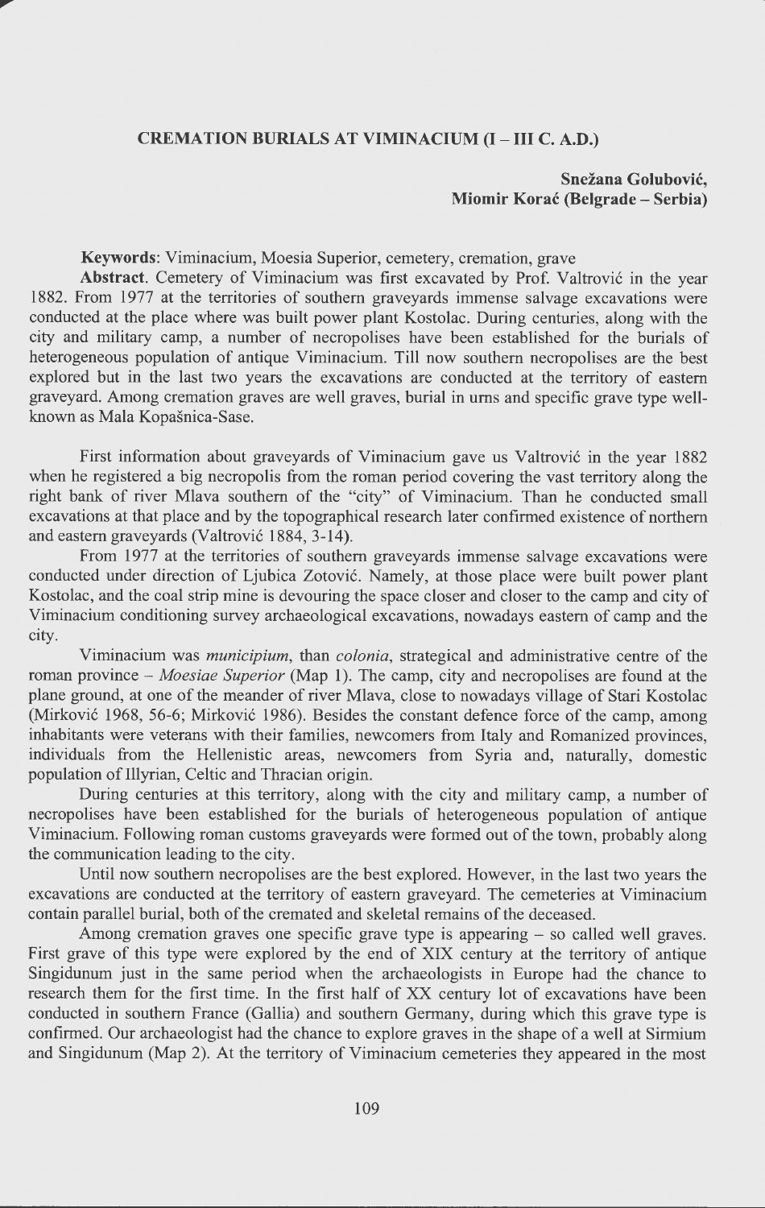# CREMATION BURIALS AT VIMINACIUM (I – III C. A.D.)

**Snežana Golubović,**
**Miomir Korać (Belgrade – Serbia)**

**Keywords**: Viminacium, Moesia Superior, cemetery, cremation, grave

**Abstract.** Cemetery of Viminacium was first excavated by Prof. Valtrović in the year 1882. From 1977 at the territories of southern graveyards immense salvage excavations were conducted at the place where was built power plant Kostolac. During centuries, along with the city and military camp, a number of necropolises have been established for the burials of heterogeneous population of antique Viminacium. Till now southern necropolises are the best explored but in the last two years the excavations are conducted at the territory of eastern graveyard. Among cremation graves are well graves, burial in urns and specific grave type well-known as Mala Kopašnica-Sase.

First information about graveyards of Viminacium gave us Valtrović in the year 1882 when he registered a big necropolis from the roman period covering the vast territory along the right bank of river Mlava southern of the "city" of Viminacium. Than he conducted small excavations at that place and by the topographical research later confirmed existence of northern and eastern graveyards (Valtrović 1884, 3-14).

From 1977 at the territories of southern graveyards immense salvage excavations were conducted under direction of Ljubica Zotović. Namely, at those place were built power plant Kostolac, and the coal strip mine is devouring the space closer and closer to the camp and city of Viminacium conditioning survey archaeological excavations, nowadays eastern of camp and the city.

Viminacium was *municipium*, than *colonia*, strategical and administrative centre of the roman province – *Moesiae Superior* (Map 1). The camp, city and necropolises are found at the plane ground, at one of the meander of river Mlava, close to nowadays village of Stari Kostolac (Mirković 1968, 56-6; Mirković 1986). Besides the constant defence force of the camp, among inhabitants were veterans with their families, newcomers from Italy and Romanized provinces, individuals from the Hellenistic areas, newcomers from Syria and, naturally, domestic population of Illyrian, Celtic and Thracian origin.

During centuries at this territory, along with the city and military camp, a number of necropolises have been established for the burials of heterogeneous population of antique Viminacium. Following roman customs graveyards were formed out of the town, probably along the communication leading to the city.

Until now southern necropolises are the best explored. However, in the last two years the excavations are conducted at the territory of eastern graveyard. The cemeteries at Viminacium contain parallel burial, both of the cremated and skeletal remains of the deceased.

Among cremation graves one specific grave type is appearing – so called well graves. First grave of this type were explored by the end of XIX century at the territory of antique Singidunum just in the same period when the archaeologists in Europe had the chance to research them for the first time. In the first half of XX century lot of excavations have been conducted in southern France (Gallia) and southern Germany, during which this grave type is confirmed. Our archaeologist had the chance to explore graves in the shape of a well at Sirmium and Singidunum (Map 2). At the territory of Viminacium cemeteries they appeared in the most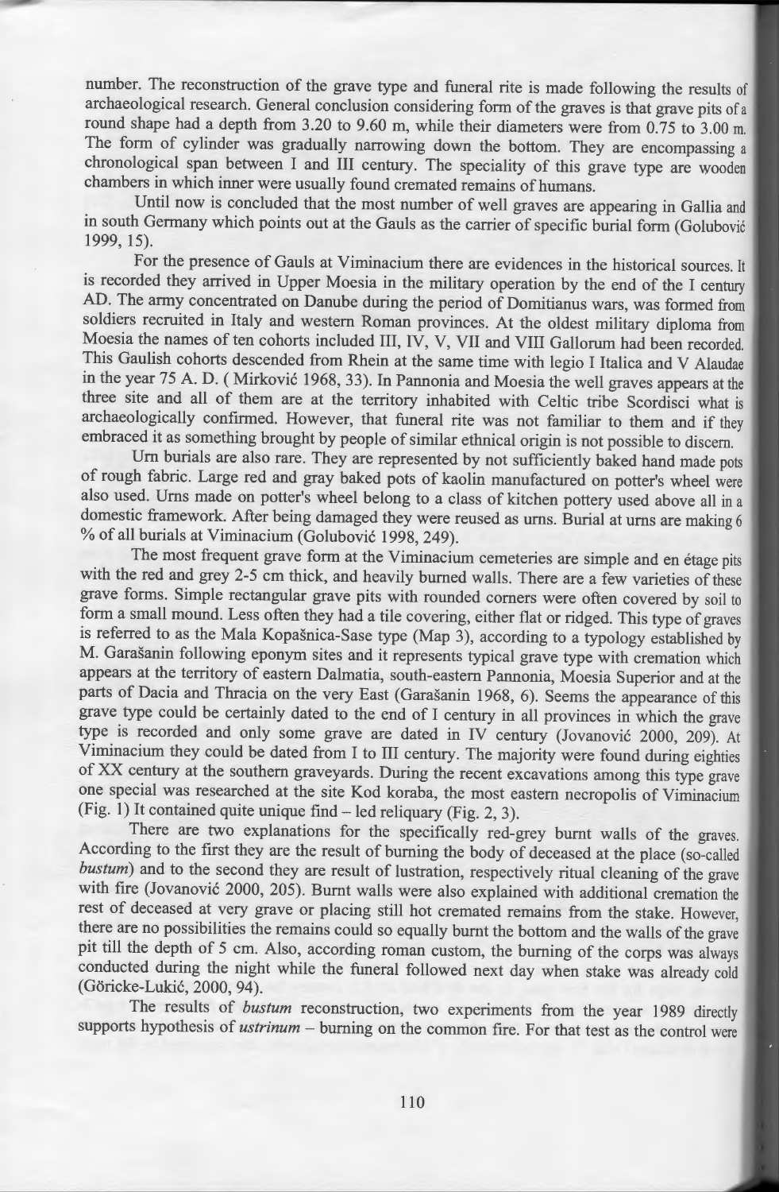number. The reconstruction of the grave type and funeral rite is made following the results of archaeological research. General conclusion considering form of the graves is that grave pits of a round shape had a depth from 3.20 to 9.60 m, while their diameters were from 0.75 to 3.00 m. The form of cylinder was gradually narrowing down the bottom. They are encompassing a chronological span between I and III century. The speciality of this grave type are wooden chambers in which inner were usually found cremated remains of humans.

Until now is concluded that the most number of well graves are appearing in Gallia and in south Germany which points out at the Gauls as the carrier of specific burial form (Golubović 1999, 15).

For the presence of Gauls at Viminacium there are evidences in the historical sources. It is recorded they arrived in Upper Moesia in the military operation by the end of the I century AD. The army concentrated on Danube during the period of Domitianus wars, was formed from soldiers recruited in Italy and western Roman provinces. At the oldest military diploma from Moesia the names of ten cohorts included III, IV, V, VII and VIII Gallorum had been recorded. This Gaulish cohorts descended from Rhein at the same time with legio I Italica and V Alaudae in the year 75 A. D. ( Mirković 1968, 33). In Pannonia and Moesia the well graves appears at the three site and all of them are at the territory inhabited with Celtic tribe Scordisci what is archaeologically confirmed. However, that funeral rite was not familiar to them and if they embraced it as something brought by people of similar ethnical origin is not possible to discern.

Urn burials are also rare. They are represented by not sufficiently baked hand made pots of rough fabric. Large red and gray baked pots of kaolin manufactured on potter's wheel were also used. Urns made on potter's wheel belong to a class of kitchen pottery used above all in a domestic framework. After being damaged they were reused as urns. Burial at urns are making 6 % of all burials at Viminacium (Golubović 1998, 249).

The most frequent grave form at the Viminacium cemeteries are simple and en étage pits with the red and grey 2-5 cm thick, and heavily burned walls. There are a few varieties of these grave forms. Simple rectangular grave pits with rounded corners were often covered by soil to form a small mound. Less often they had a tile covering, either flat or ridged. This type of graves is referred to as the Mala Kopašnica-Sase type (Map 3), according to a typology established by M. Garašanin following eponym sites and it represents typical grave type with cremation which appears at the territory of eastern Dalmatia, south-eastern Pannonia, Moesia Superior and at the parts of Dacia and Thracia on the very East (Garašanin 1968, 6). Seems the appearance of this grave type could be certainly dated to the end of I century in all provinces in which the grave type is recorded and only some grave are dated in IV century (Jovanović 2000, 209). At Viminacium they could be dated from I to III century. The majority were found during eighties of XX century at the southern graveyards. During the recent excavations among this type grave one special was researched at the site Kod koraba, the most eastern necropolis of Viminacium (Fig. 1) It contained quite unique find – led reliquary (Fig. 2, 3).

There are two explanations for the specifically red-grey burnt walls of the graves. According to the first they are the result of burning the body of deceased at the place (so-called *bustum*) and to the second they are result of lustration, respectively ritual cleaning of the grave with fire (Jovanović 2000, 205). Burnt walls were also explained with additional cremation the rest of deceased at very grave or placing still hot cremated remains from the stake. However, there are no possibilities the remains could so equally burnt the bottom and the walls of the grave pit till the depth of 5 cm. Also, according roman custom, the burning of the corps was always conducted during the night while the funeral followed next day when stake was already cold (Göricke-Lukić, 2000, 94).

The results of *bustum* reconstruction, two experiments from the year 1989 directly supports hypothesis of *ustrinum* – burning on the common fire. For that test as the control were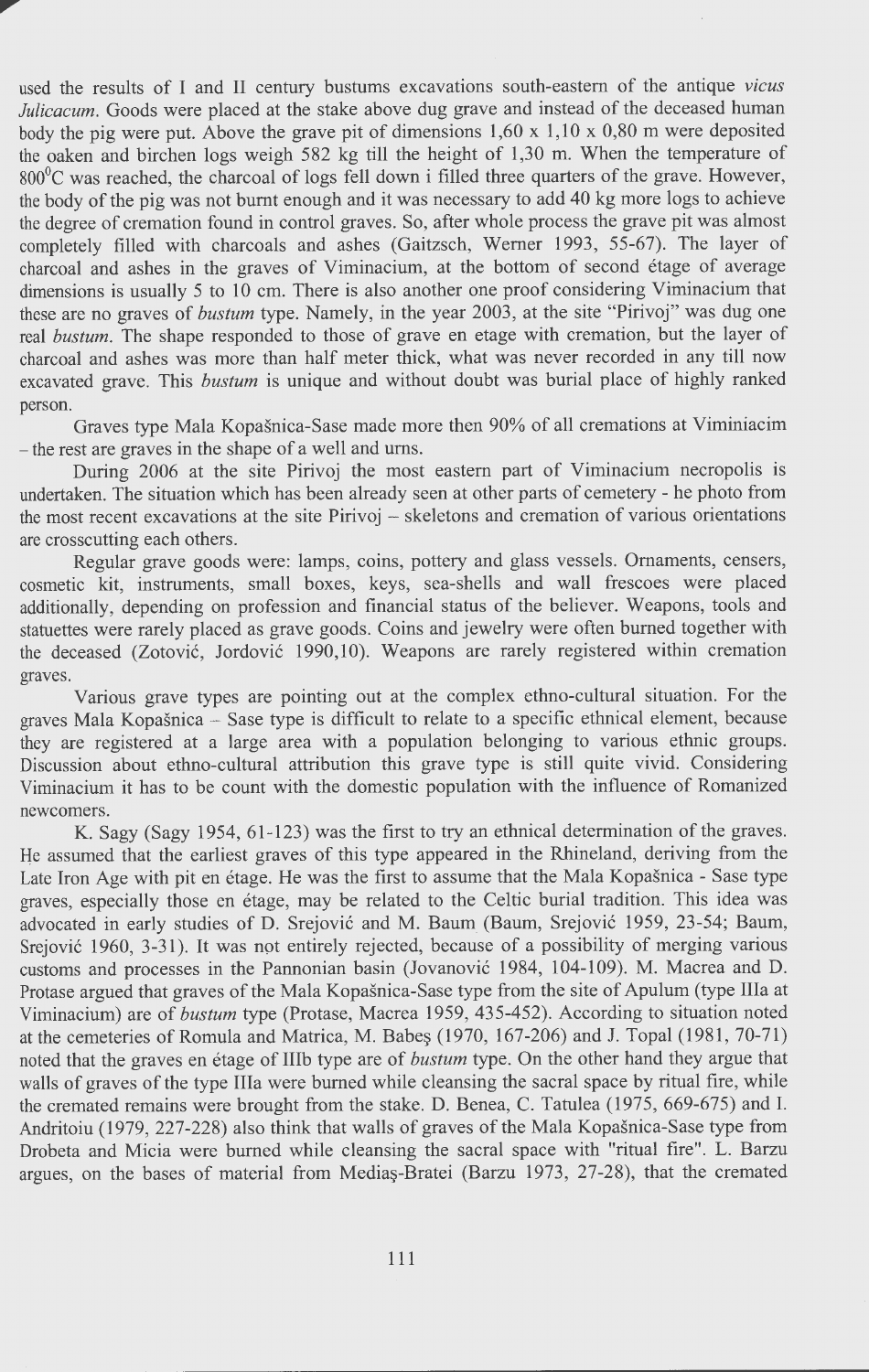used the results of I and II century bustums excavations south-eastern of the antique *vicus Julicacum*. Goods were placed at the stake above dug grave and instead of the deceased human body the pig were put. Above the grave pit of dimensions 1,60 x 1,10 x 0,80 m were deposited the oaken and birchen logs weigh 582 kg till the height of 1,30 m. When the temperature of 800°C was reached, the charcoal of logs fell down i filled three quarters of the grave. However, the body of the pig was not burnt enough and it was necessary to add 40 kg more logs to achieve the degree of cremation found in control graves. So, after whole process the grave pit was almost completely filled with charcoals and ashes (Gaitzsch, Werner 1993, 55-67). The layer of charcoal and ashes in the graves of Viminacium, at the bottom of second étage of average dimensions is usually 5 to 10 cm. There is also another one proof considering Viminacium that these are no graves of *bustum* type. Namely, in the year 2003, at the site "Pirivoj" was dug one real *bustum*. The shape responded to those of grave en etage with cremation, but the layer of charcoal and ashes was more than half meter thick, what was never recorded in any till now excavated grave. This *bustum* is unique and without doubt was burial place of highly ranked person.

Graves type Mala Kopašnica-Sase made more then 90% of all cremations at Viminiacim – the rest are graves in the shape of a well and urns.

During 2006 at the site Pirivoj the most eastern part of Viminacium necropolis is undertaken. The situation which has been already seen at other parts of cemetery - he photo from the most recent excavations at the site Pirivoj – skeletons and cremation of various orientations are crosscutting each others.

Regular grave goods were: lamps, coins, pottery and glass vessels. Ornaments, censers, cosmetic kit, instruments, small boxes, keys, sea-shells and wall frescoes were placed additionally, depending on profession and financial status of the believer. Weapons, tools and statuettes were rarely placed as grave goods. Coins and jewelry were often burned together with the deceased (Zotović, Jordović 1990,10). Weapons are rarely registered within cremation graves.

Various grave types are pointing out at the complex ethno-cultural situation. For the graves Mala Kopašnica – Sase type is difficult to relate to a specific ethnical element, because they are registered at a large area with a population belonging to various ethnic groups. Discussion about ethno-cultural attribution this grave type is still quite vivid. Considering Viminacium it has to be count with the domestic population with the influence of Romanized newcomers.

K. Sagy (Sagy 1954, 61-123) was the first to try an ethnical determination of the graves. He assumed that the earliest graves of this type appeared in the Rhineland, deriving from the Late Iron Age with pit en étage. He was the first to assume that the Mala Kopašnica - Sase type graves, especially those en étage, may be related to the Celtic burial tradition. This idea was advocated in early studies of D. Srejović and M. Baum (Baum, Srejović 1959, 23-54; Baum, Srejović 1960, 3-31). It was not entirely rejected, because of a possibility of merging various customs and processes in the Pannonian basin (Jovanović 1984, 104-109). M. Macrea and D. Protase argued that graves of the Mala Kopašnica-Sase type from the site of Apulum (type IIIa at Viminacium) are of *bustum* type (Protase, Macrea 1959, 435-452). According to situation noted at the cemeteries of Romula and Matrica, M. Babeş (1970, 167-206) and J. Topal (1981, 70-71) noted that the graves en étage of IIIb type are of *bustum* type. On the other hand they argue that walls of graves of the type IIIa were burned while cleansing the sacral space by ritual fire, while the cremated remains were brought from the stake. D. Benea, C. Tatulea (1975, 669-675) and I. Andritoiu (1979, 227-228) also think that walls of graves of the Mala Kopašnica-Sase type from Drobeta and Micia were burned while cleansing the sacral space with "ritual fire". L. Barzu argues, on the bases of material from Mediaş-Bratei (Barzu 1973, 27-28), that the cremated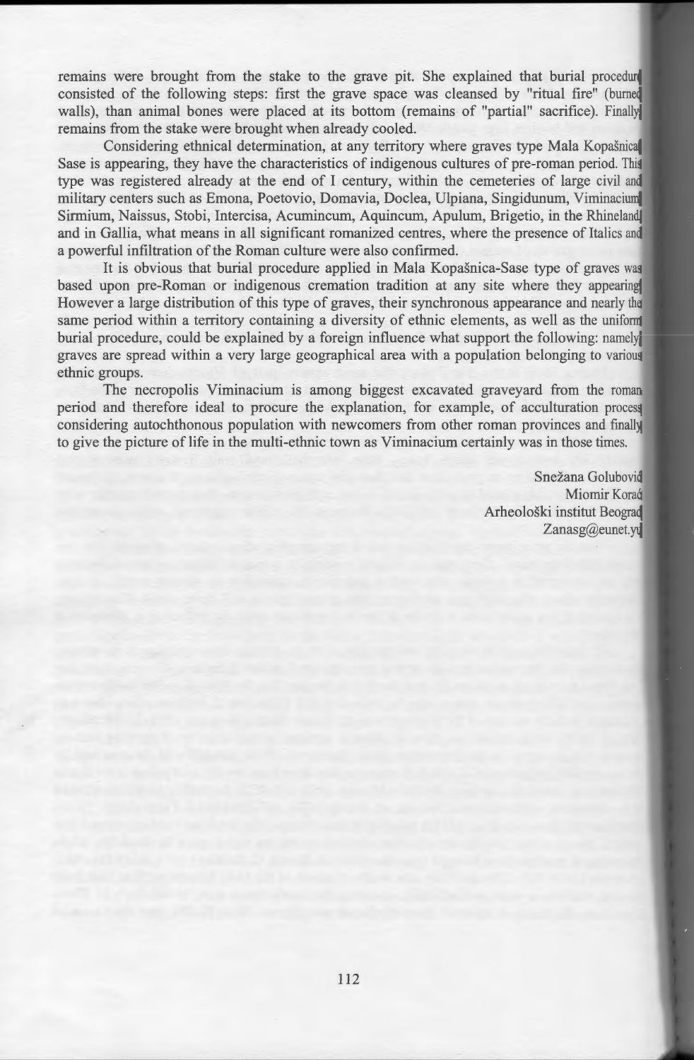remains were brought from the stake to the grave pit. She explained that burial procedure consisted of the following steps: first the grave space was cleansed by "ritual fire" (burned walls), than animal bones were placed at its bottom (remains of "partial" sacrifice). Finally remains from the stake were brought when already cooled.

Considering ethnical determination, at any territory where graves type Mala Kopašnica Sase is appearing, they have the characteristics of indigenous cultures of pre-roman period. This type was registered already at the end of I century, within the cemeteries of large civil and military centers such as Emona, Poetovio, Domavia, Doclea, Ulpiana, Singidunum, Viminacium, Sirmium, Naissus, Stobi, Intercisa, Acumincum, Aquincum, Apulum, Brigetio, in the Rhineland and in Gallia, what means in all significant romanized centres, where the presence of Italics and a powerful infiltration of the Roman culture were also confirmed.

It is obvious that burial procedure applied in Mala Kopašnica-Sase type of graves was based upon pre-Roman or indigenous cremation tradition at any site where they appearing. However a large distribution of this type of graves, their synchronous appearance and nearly the same period within a territory containing a diversity of ethnic elements, as well as the uniform burial procedure, could be explained by a foreign influence what support the following: namely graves are spread within a very large geographical area with a population belonging to various ethnic groups.

The necropolis Viminacium is among biggest excavated graveyard from the roman period and therefore ideal to procure the explanation, for example, of acculturation process considering autochthonous population with newcomers from other roman provinces and finally to give the picture of life in the multi-ethnic town as Viminacium certainly was in those times.

Snežana Golubović
Miomir Korać
Arheološki institut Beograd
Zanasg@eunet.yu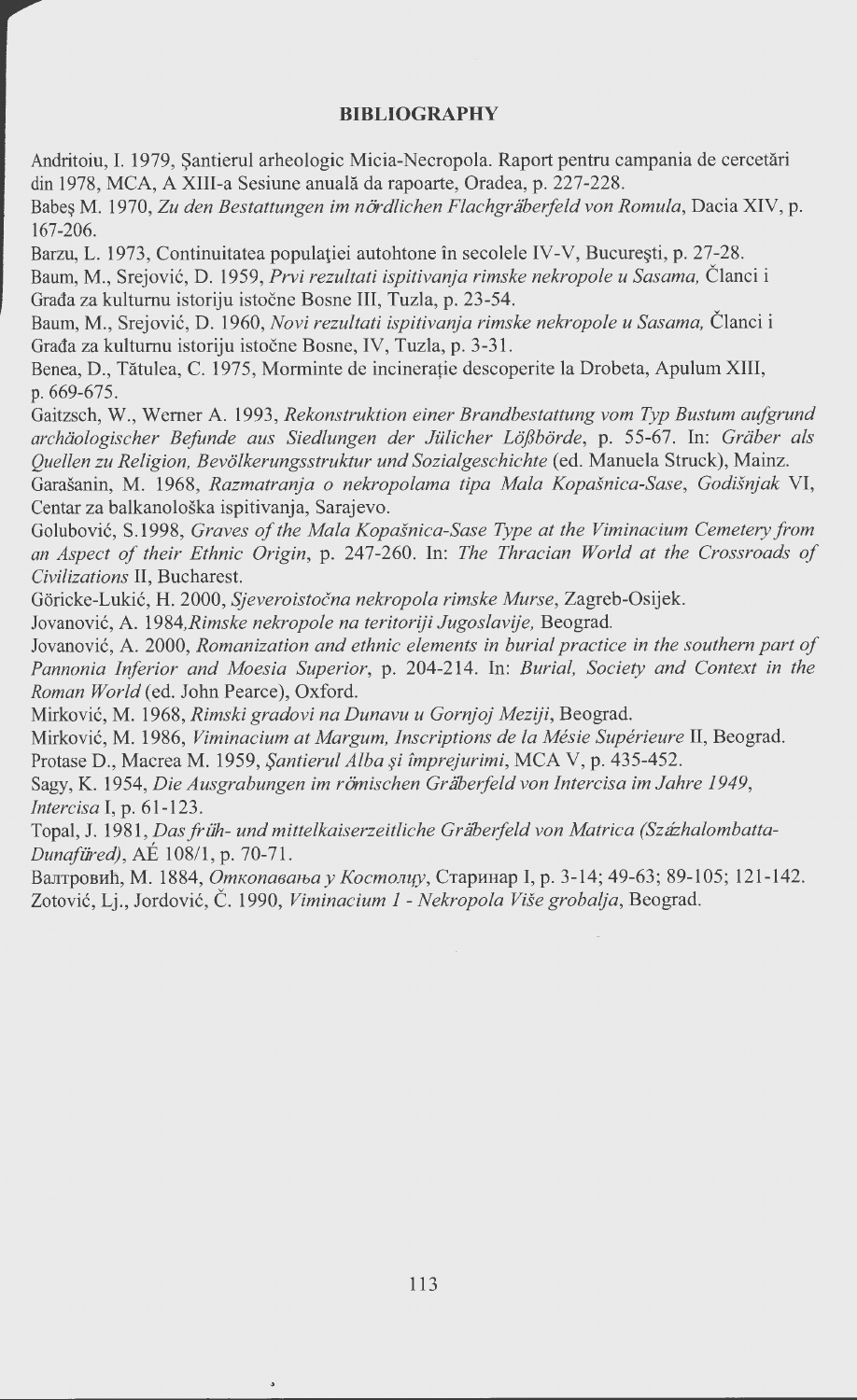## BIBLIOGRAPHY

Andritoiu, I. 1979, Șantierul arheologic Micia-Necropola. Raport pentru campania de cercetări din 1978, MCA, A XIII-a Sesiune anuală da rapoarte, Oradea, p. 227-228.

Babeş M. 1970, *Zu den Bestattungen im nördlichen Flachgräberfeld von Romula*, Dacia XIV, p. 167-206.

Barzu, L. 1973, Continuitatea populaţiei autohtone în secolele IV-V, Bucureşti, p. 27-28.

Baum, M., Srejović, D. 1959, *Prvi rezultati ispitivanja rimske nekropole u Sasama,* Članci i Građa za kulturnu istoriju istočne Bosne III, Tuzla, p. 23-54.

Baum, M., Srejović, D. 1960, *Novi rezultati ispitivanja rimske nekropole u Sasama,* Članci i Građa za kulturnu istoriju istočne Bosne, IV, Tuzla, p. 3-31.

Benea, D., Tătulea, C. 1975, Morminte de incineraţie descoperite la Drobeta, Apulum XIII, p. 669-675.

Gaitzsch, W., Werner A. 1993, *Rekonstruktion einer Brandbestattung vom Typ Bustum aufgrund archäologischer Befunde aus Siedlungen der Jülicher Lößbörde*, p. 55-67. In: *Gräber als Quellen zu Religion, Bevölkerungsstruktur und Sozialgeschichte* (ed. Manuela Struck), Mainz.

Garašanin, M. 1968, *Razmatranja o nekropolama tipa Mala Kopašnica-Sase*, *Godišnjak* VI, Centar za balkanološka ispitivanja, Sarajevo.

Golubović, S.1998, *Graves of the Mala Kopašnica-Sase Type at the Viminacium Cemetery from an Aspect of their Ethnic Origin*, p. 247-260. In: *The Thracian World at the Crossroads of Civilizations* II, Bucharest.

Göricke-Lukić, H. 2000, *Sjeveroistočna nekropola rimske Murse*, Zagreb-Osijek.

Jovanović, A. 1984,*Rimske nekropole na teritoriji Jugoslavije,* Beograd.

Jovanović, A. 2000, *Romanization and ethnic elements in burial practice in the southern part of Pannonia Inferior and Moesia Superior*, p. 204-214. In: *Burial, Society and Context in the Roman World* (ed. John Pearce), Oxford.

Mirković, M. 1968, *Rimski gradovi na Dunavu u Gornjoj Meziji*, Beograd.

Mirković, M. 1986, *Viminacium at Margum, Inscriptions de la Mésie Supérieure* II, Beograd.

Protase D., Macrea M. 1959, *Şantierul Alba şi împrejurimi*, MCA V, p. 435-452.

Sagy, K. 1954, *Die Ausgrabungen im römischen Gräberfeld von Intercisa im Jahre 1949*, *Intercisa* I, p. 61-123.

Topal, J. 1981, *Das früh- und mittelkaiserzeitliche Gräberfeld von Matrica (Százhalombatta-Dunafüred)*, AÉ 108/1, p. 70-71.

Валтровић, М. 1884, *Откопавања у Костолцу*, Старинар I, p. 3-14; 49-63; 89-105; 121-142.

Zotović, Lj., Jordović, Č. 1990, *Viminacium 1 - Nekropola Više grobalja*, Beograd.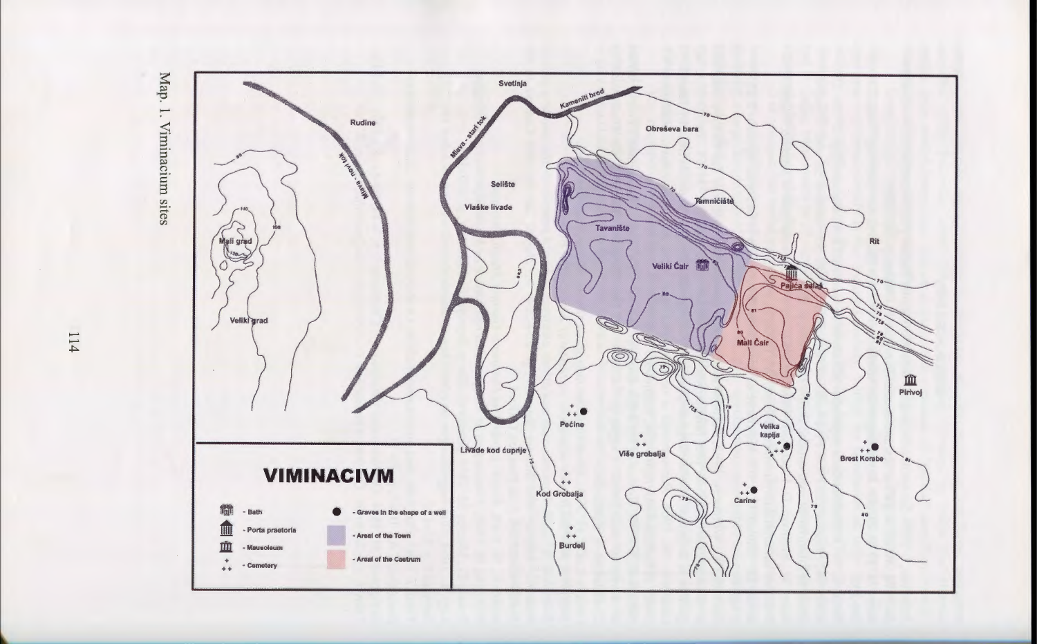Map. 1. Viminacium sites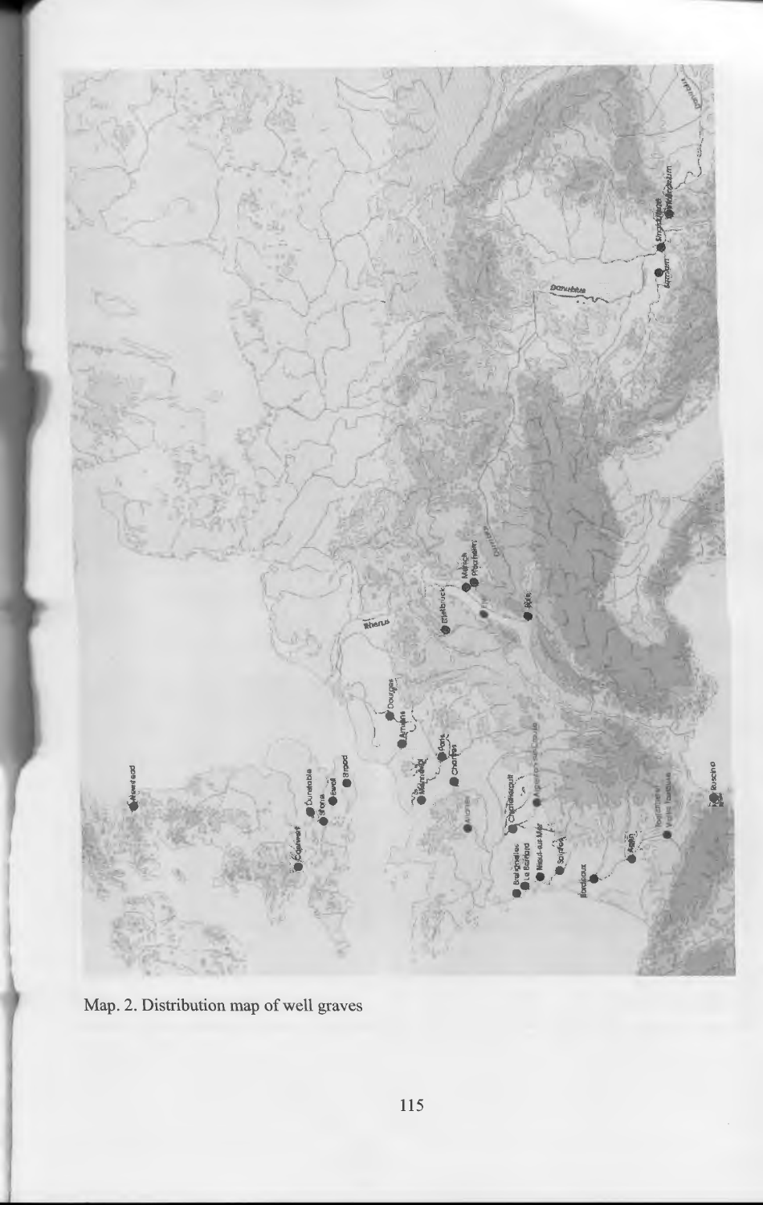Map. 2. Distribution map of well graves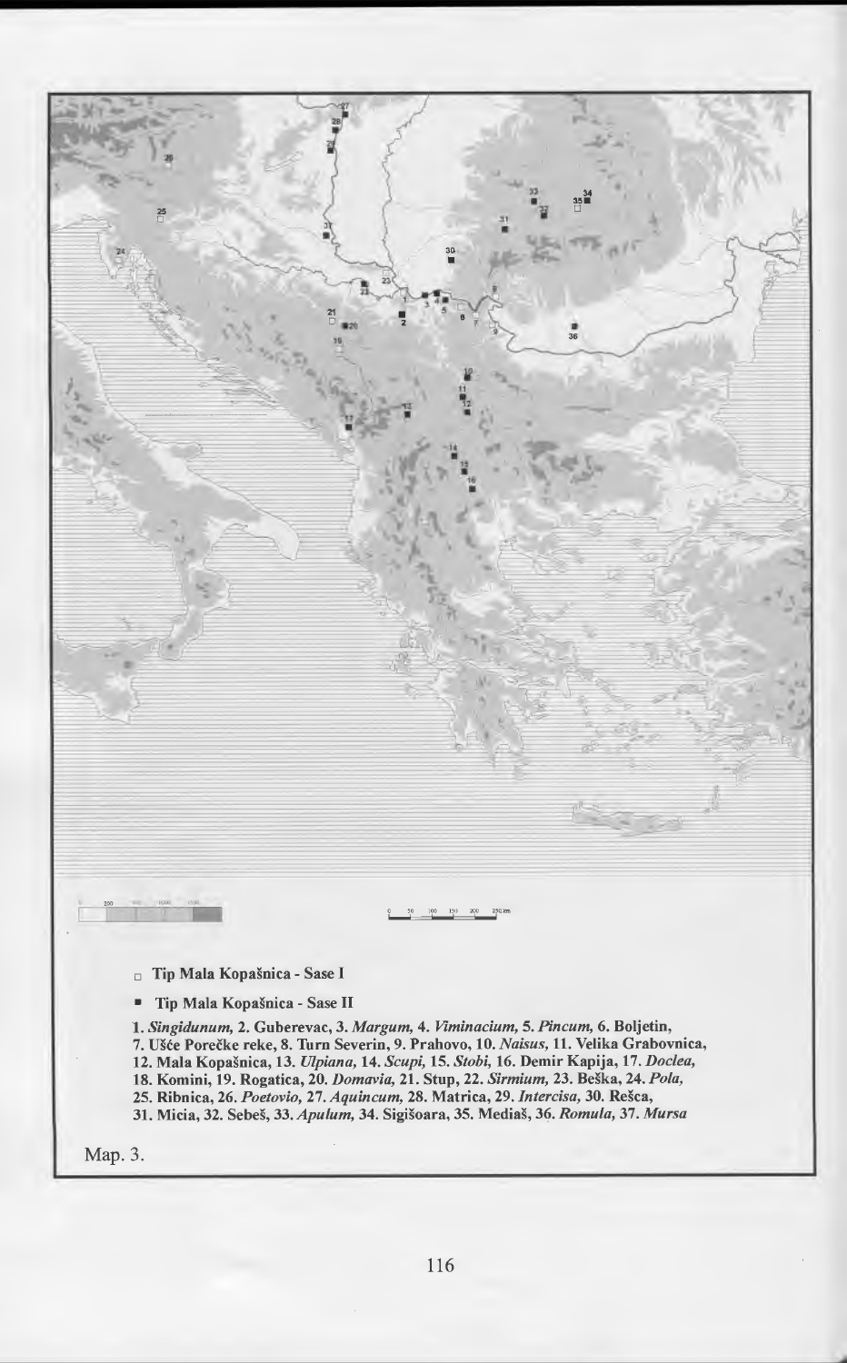□ Tip Mala Kopašnica - Sase I

■ Tip Mala Kopašnica - Sase II

1. *Singidunum*, 2. Guberevac, 3. *Margum*, 4. *Viminacium*, 5. *Pincum*, 6. Boljetin, 7. Ušće Porečke reke, 8. Turn Severin, 9. Prahovo, 10. *Naisus*, 11. Velika Grabovnica, 12. Mala Kopašnica, 13. *Ulpiana*, 14. *Scupi*, 15. *Stobi*, 16. Demir Kapija, 17. *Doclea*, 18. Komini, 19. Rogatica, 20. *Domavia*, 21. Stup, 22. *Sirmium*, 23. Beška, 24. *Pola*, 25. Ribnica, 26. *Poetovio*, 27. *Aquincum*, 28. Matrica, 29. *Intercisa*, 30. Rešca, 31. Micia, 32. Sebeš, 33. *Apulum*, 34. Sigišoara, 35. Mediaš, 36. *Romula*, 37. *Mursa*

Map. 3.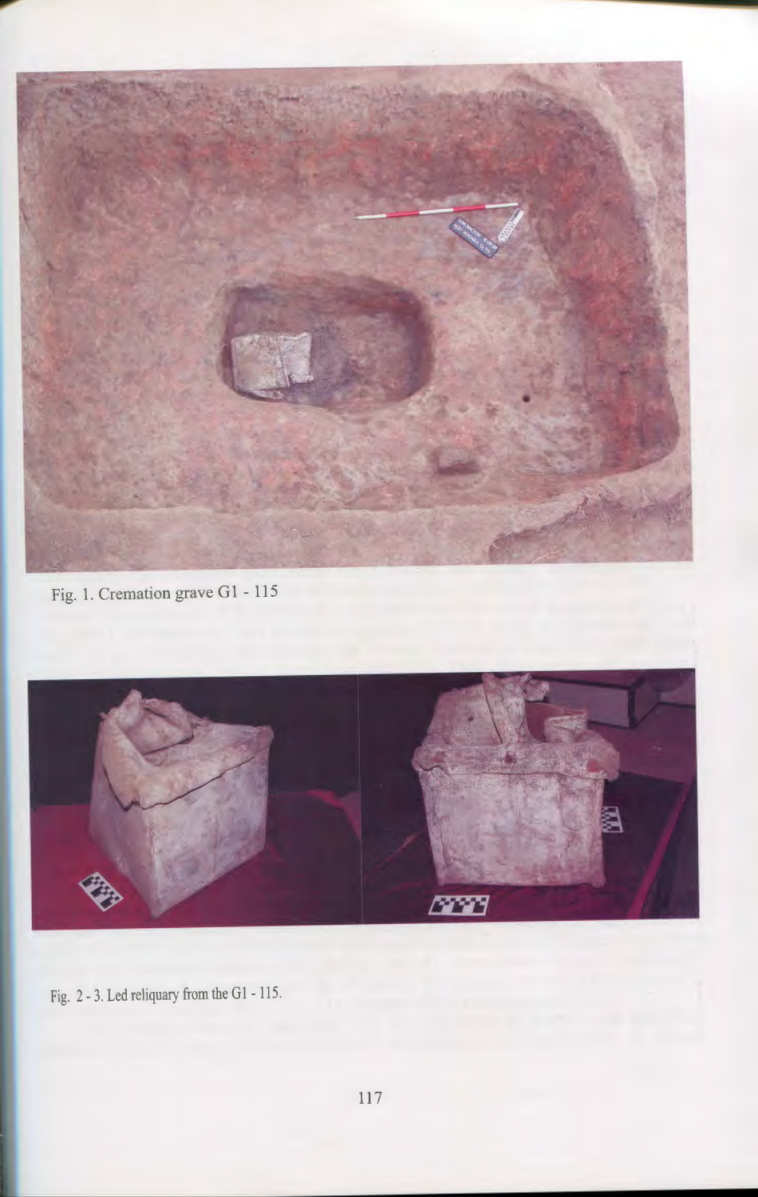Fig. 1. Cremation grave G1 - 115

Fig. 2 - 3. Led reliquary from the G1 - 115.